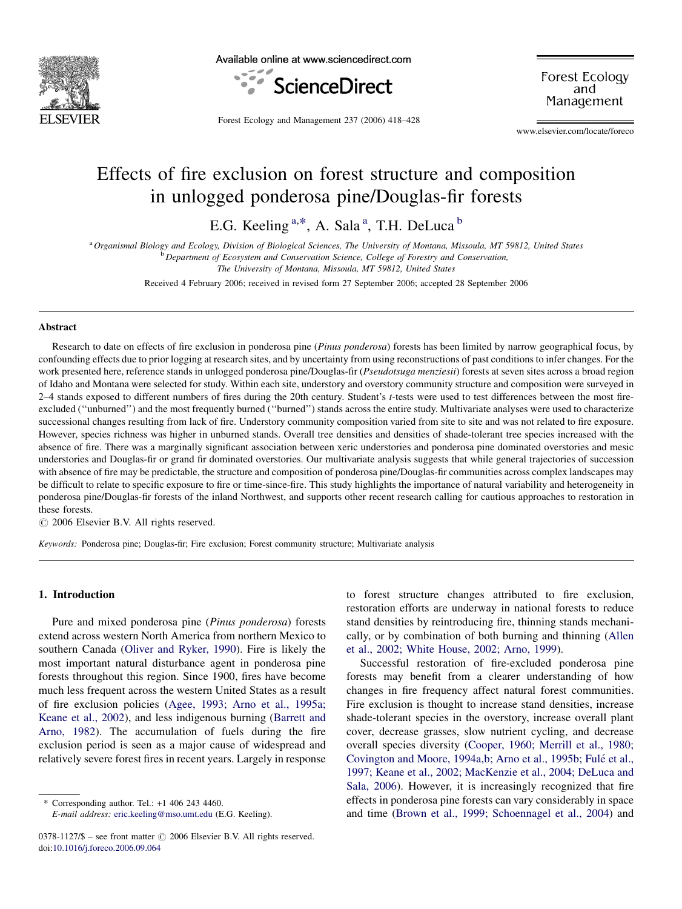# Effects of fire exclusion on forest structure and composition in unlogged ponderosa pine/Douglas-fir forests

E.G. Keeling [a,*], A. Sala [a], T.H. DeLuca [b]

[a] Organismal Biology and Ecology, Division of Biological Sciences, The University of Montana, Missoula, MT 59812, United States

[b] Department of Ecosystem and Conservation Science, College of Forestry and Conservation, The University of Montana, Missoula, MT 59812, United States

Received 4 February 2006; received in revised form 27 September 2006; accepted 28 September 2006

## Abstract

Research to date on effects of fire exclusion in ponderosa pine (*Pinus ponderosa*) forests has been limited by narrow geographical focus, by confounding effects due to prior logging at research sites, and by uncertainty from using reconstructions of past conditions to infer changes. For the work presented here, reference stands in unlogged ponderosa pine/Douglas-fir (*Pseudotsuga menziesii*) forests at seven sites across a broad region of Idaho and Montana were selected for study. Within each site, understory and overstory community structure and composition were surveyed in 2–4 stands exposed to different numbers of fires during the 20th century. Student's *t*-tests were used to test differences between the most fire-excluded ("unburned") and the most frequently burned ("burned") stands across the entire study. Multivariate analyses were used to characterize successional changes resulting from lack of fire. Understory community composition varied from site to site and was not related to fire exposure. However, species richness was higher in unburned stands. Overall tree densities and densities of shade-tolerant tree species increased with the absence of fire. There was a marginally significant association between xeric understories and ponderosa pine dominated overstories and mesic understories and Douglas-fir or grand fir dominated overstories. Our multivariate analysis suggests that while general trajectories of succession with absence of fire may be predictable, the structure and composition of ponderosa pine/Douglas-fir communities across complex landscapes may be difficult to relate to specific exposure to fire or time-since-fire. This study highlights the importance of natural variability and heterogeneity in ponderosa pine/Douglas-fir forests of the inland Northwest, and supports other recent research calling for cautious approaches to restoration in these forests.

© 2006 Elsevier B.V. All rights reserved.

*Keywords:* Ponderosa pine; Douglas-fir; Fire exclusion; Forest community structure; Multivariate analysis

## 1. Introduction

Pure and mixed ponderosa pine (*Pinus ponderosa*) forests extend across western North America from northern Mexico to southern Canada (Oliver and Ryker, 1990). Fire is likely the most important natural disturbance agent in ponderosa pine forests throughout this region. Since 1900, fires have become much less frequent across the western United States as a result of fire exclusion policies (Agee, 1993; Arno et al., 1995a; Keane et al., 2002), and less indigenous burning (Barrett and Arno, 1982). The accumulation of fuels during the fire exclusion period is seen as a major cause of widespread and relatively severe forest fires in recent years. Largely in response to forest structure changes attributed to fire exclusion, restoration efforts are underway in national forests to reduce stand densities by reintroducing fire, thinning stands mechanically, or by combination of both burning and thinning (Allen et al., 2002; White House, 2002; Arno, 1999).

Successful restoration of fire-excluded ponderosa pine forests may benefit from a clearer understanding of how changes in fire frequency affect natural forest communities. Fire exclusion is thought to increase stand densities, increase shade-tolerant species in the overstory, increase overall plant cover, decrease grasses, slow nutrient cycling, and decrease overall species diversity (Cooper, 1960; Merrill et al., 1980; Covington and Moore, 1994a,b; Arno et al., 1995b; Fulé et al., 1997; Keane et al., 2002; MacKenzie et al., 2004; DeLuca and Sala, 2006). However, it is increasingly recognized that fire effects in ponderosa pine forests can vary considerably in space and time (Brown et al., 1999; Schoennagel et al., 2004) and

* Corresponding author. Tel.: +1 406 243 4460.
*E-mail address:* eric.keeling@mso.umt.edu (E.G. Keeling).

0378-1127/$ – see front matter © 2006 Elsevier B.V. All rights reserved.
doi:10.1016/j.foreco.2006.09.064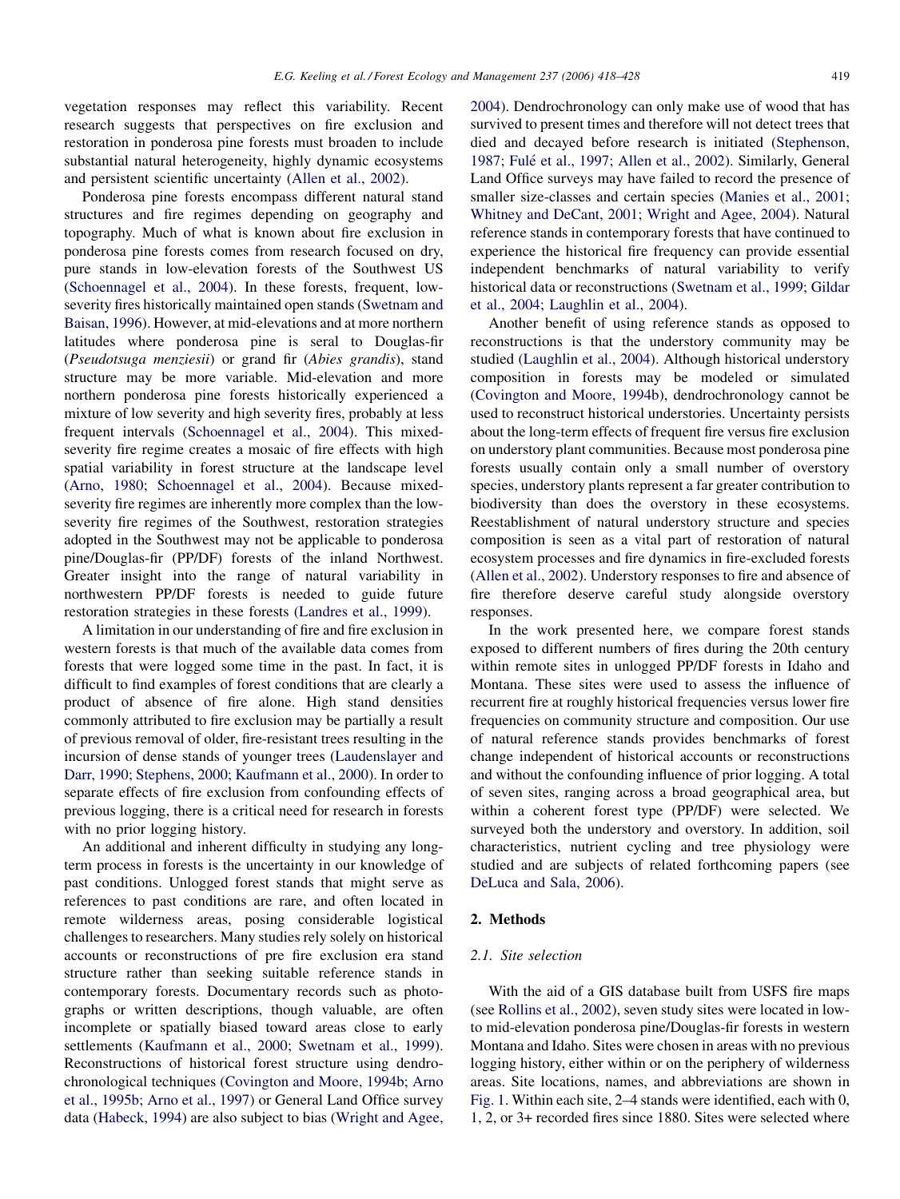vegetation responses may reflect this variability. Recent research suggests that perspectives on fire exclusion and restoration in ponderosa pine forests must broaden to include substantial natural heterogeneity, highly dynamic ecosystems and persistent scientific uncertainty (Allen et al., 2002).

Ponderosa pine forests encompass different natural stand structures and fire regimes depending on geography and topography. Much of what is known about fire exclusion in ponderosa pine forests comes from research focused on dry, pure stands in low-elevation forests of the Southwest US (Schoennagel et al., 2004). In these forests, frequent, low-severity fires historically maintained open stands (Swetnam and Baisan, 1996). However, at mid-elevations and at more northern latitudes where ponderosa pine is seral to Douglas-fir (*Pseudotsuga menziesii*) or grand fir (*Abies grandis*), stand structure may be more variable. Mid-elevation and more northern ponderosa pine forests historically experienced a mixture of low severity and high severity fires, probably at less frequent intervals (Schoennagel et al., 2004). This mixed-severity fire regime creates a mosaic of fire effects with high spatial variability in forest structure at the landscape level (Arno, 1980; Schoennagel et al., 2004). Because mixed-severity fire regimes are inherently more complex than the low-severity fire regimes of the Southwest, restoration strategies adopted in the Southwest may not be applicable to ponderosa pine/Douglas-fir (PP/DF) forests of the inland Northwest. Greater insight into the range of natural variability in northwestern PP/DF forests is needed to guide future restoration strategies in these forests (Landres et al., 1999).

A limitation in our understanding of fire and fire exclusion in western forests is that much of the available data comes from forests that were logged some time in the past. In fact, it is difficult to find examples of forest conditions that are clearly a product of absence of fire alone. High stand densities commonly attributed to fire exclusion may be partially a result of previous removal of older, fire-resistant trees resulting in the incursion of dense stands of younger trees (Laudenslayer and Darr, 1990; Stephens, 2000; Kaufmann et al., 2000). In order to separate effects of fire exclusion from confounding effects of previous logging, there is a critical need for research in forests with no prior logging history.

An additional and inherent difficulty in studying any long-term process in forests is the uncertainty in our knowledge of past conditions. Unlogged forest stands that might serve as references to past conditions are rare, and often located in remote wilderness areas, posing considerable logistical challenges to researchers. Many studies rely solely on historical accounts or reconstructions of pre fire exclusion era stand structure rather than seeking suitable reference stands in contemporary forests. Documentary records such as photographs or written descriptions, though valuable, are often incomplete or spatially biased toward areas close to early settlements (Kaufmann et al., 2000; Swetnam et al., 1999). Reconstructions of historical forest structure using dendrochronological techniques (Covington and Moore, 1994b; Arno et al., 1995b; Arno et al., 1997) or General Land Office survey data (Habeck, 1994) are also subject to bias (Wright and Agee, 2004). Dendrochronology can only make use of wood that has survived to present times and therefore will not detect trees that died and decayed before research is initiated (Stephenson, 1987; Fulé et al., 1997; Allen et al., 2002). Similarly, General Land Office surveys may have failed to record the presence of smaller size-classes and certain species (Manies et al., 2001; Whitney and DeCant, 2001; Wright and Agee, 2004). Natural reference stands in contemporary forests that have continued to experience the historical fire frequency can provide essential independent benchmarks of natural variability to verify historical data or reconstructions (Swetnam et al., 1999; Gildar et al., 2004; Laughlin et al., 2004).

Another benefit of using reference stands as opposed to reconstructions is that the understory community may be studied (Laughlin et al., 2004). Although historical understory composition in forests may be modeled or simulated (Covington and Moore, 1994b), dendrochronology cannot be used to reconstruct historical understories. Uncertainty persists about the long-term effects of frequent fire versus fire exclusion on understory plant communities. Because most ponderosa pine forests usually contain only a small number of overstory species, understory plants represent a far greater contribution to biodiversity than does the overstory in these ecosystems. Reestablishment of natural understory structure and species composition is seen as a vital part of restoration of natural ecosystem processes and fire dynamics in fire-excluded forests (Allen et al., 2002). Understory responses to fire and absence of fire therefore deserve careful study alongside overstory responses.

In the work presented here, we compare forest stands exposed to different numbers of fires during the 20th century within remote sites in unlogged PP/DF forests in Idaho and Montana. These sites were used to assess the influence of recurrent fire at roughly historical frequencies versus lower fire frequencies on community structure and composition. Our use of natural reference stands provides benchmarks of forest change independent of historical accounts or reconstructions and without the confounding influence of prior logging. A total of seven sites, ranging across a broad geographical area, but within a coherent forest type (PP/DF) were selected. We surveyed both the understory and overstory. In addition, soil characteristics, nutrient cycling and tree physiology were studied and are subjects of related forthcoming papers (see DeLuca and Sala, 2006).

## 2. Methods

### 2.1. Site selection

With the aid of a GIS database built from USFS fire maps (see Rollins et al., 2002), seven study sites were located in low- to mid-elevation ponderosa pine/Douglas-fir forests in western Montana and Idaho. Sites were chosen in areas with no previous logging history, either within or on the periphery of wilderness areas. Site locations, names, and abbreviations are shown in Fig. 1. Within each site, 2–4 stands were identified, each with 0, 1, 2, or 3+ recorded fires since 1880. Sites were selected where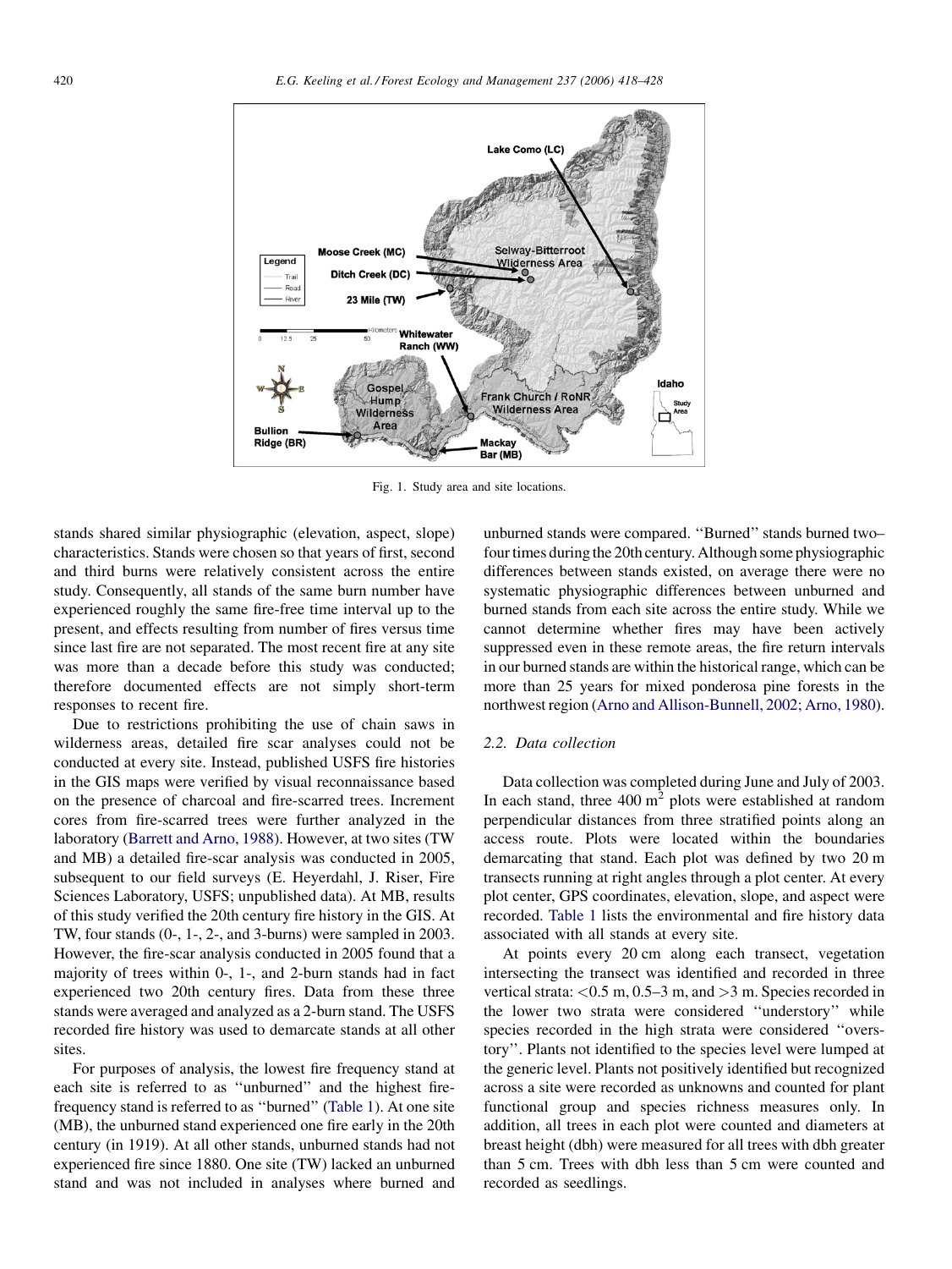Fig. 1. Study area and site locations.

stands shared similar physiographic (elevation, aspect, slope) characteristics. Stands were chosen so that years of first, second and third burns were relatively consistent across the entire study. Consequently, all stands of the same burn number have experienced roughly the same fire-free time interval up to the present, and effects resulting from number of fires versus time since last fire are not separated. The most recent fire at any site was more than a decade before this study was conducted; therefore documented effects are not simply short-term responses to recent fire.

Due to restrictions prohibiting the use of chain saws in wilderness areas, detailed fire scar analyses could not be conducted at every site. Instead, published USFS fire histories in the GIS maps were verified by visual reconnaissance based on the presence of charcoal and fire-scarred trees. Increment cores from fire-scarred trees were further analyzed in the laboratory (Barrett and Arno, 1988). However, at two sites (TW and MB) a detailed fire-scar analysis was conducted in 2005, subsequent to our field surveys (E. Heyerdahl, J. Riser, Fire Sciences Laboratory, USFS; unpublished data). At MB, results of this study verified the 20th century fire history in the GIS. At TW, four stands (0-, 1-, 2-, and 3-burns) were sampled in 2003. However, the fire-scar analysis conducted in 2005 found that a majority of trees within 0-, 1-, and 2-burn stands had in fact experienced two 20th century fires. Data from these three stands were averaged and analyzed as a 2-burn stand. The USFS recorded fire history was used to demarcate stands at all other sites.

For purposes of analysis, the lowest fire frequency stand at each site is referred to as ''unburned'' and the highest fire-frequency stand is referred to as ''burned'' (Table 1). At one site (MB), the unburned stand experienced one fire early in the 20th century (in 1919). At all other stands, unburned stands had not experienced fire since 1880. One site (TW) lacked an unburned stand and was not included in analyses where burned and unburned stands were compared. ''Burned'' stands burned two–four times during the 20th century. Although some physiographic differences between stands existed, on average there were no systematic physiographic differences between unburned and burned stands from each site across the entire study. While we cannot determine whether fires may have been actively suppressed even in these remote areas, the fire return intervals in our burned stands are within the historical range, which can be more than 25 years for mixed ponderosa pine forests in the northwest region (Arno and Allison-Bunnell, 2002; Arno, 1980).

### 2.2. Data collection

Data collection was completed during June and July of 2003. In each stand, three 400 $m^2$ plots were established at random perpendicular distances from three stratified points along an access route. Plots were located within the boundaries demarcating that stand. Each plot was defined by two 20 m transects running at right angles through a plot center. At every plot center, GPS coordinates, elevation, slope, and aspect were recorded. Table 1 lists the environmental and fire history data associated with all stands at every site.

At points every 20 cm along each transect, vegetation intersecting the transect was identified and recorded in three vertical strata: <0.5 m, 0.5–3 m, and >3 m. Species recorded in the lower two strata were considered ''understory'' while species recorded in the high strata were considered ''overstory''. Plants not identified to the species level were lumped at the generic level. Plants not positively identified but recognized across a site were recorded as unknowns and counted for plant functional group and species richness measures only. In addition, all trees in each plot were counted and diameters at breast height (dbh) were measured for all trees with dbh greater than 5 cm. Trees with dbh less than 5 cm were counted and recorded as seedlings.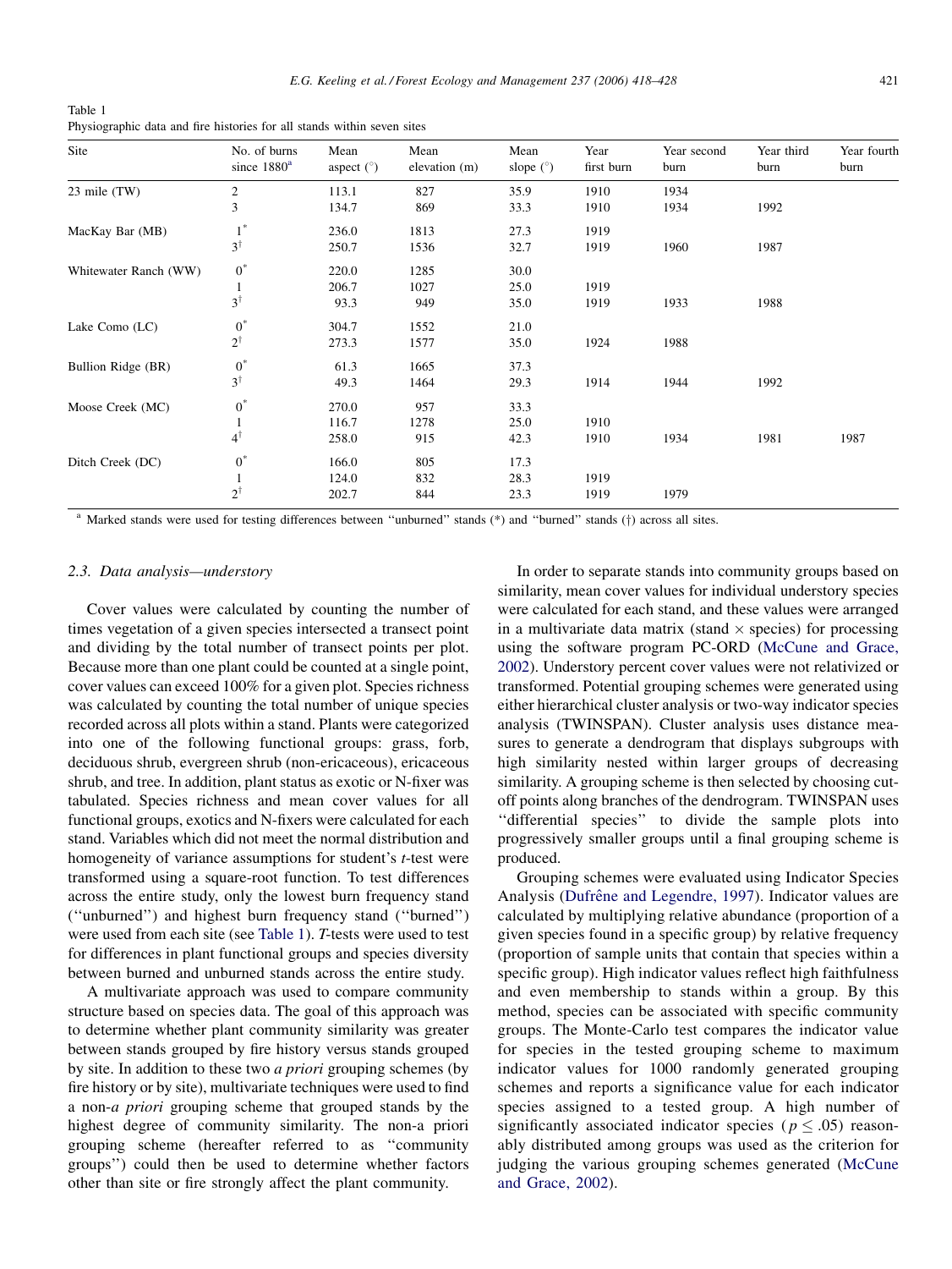Table 1
Physiographic data and fire histories for all stands within seven sites

| Site | No. of burns since 1880[a] | Mean aspect (°) | Mean elevation (m) | Mean slope (°) | Year first burn | Year second burn | Year third burn | Year fourth burn |
|---|---|---|---|---|---|---|---|---|
| 23 mile (TW) | 2 | 113.1 | 827 | 35.9 | 1910 | 1934 | | |
| | 3 | 134.7 | 869 | 33.3 | 1910 | 1934 | 1992 | |
| MacKay Bar (MB) | 1* | 236.0 | 1813 | 27.3 | 1919 | | | |
| | 3† | 250.7 | 1536 | 32.7 | 1919 | 1960 | 1987 | |
| Whitewater Ranch (WW) | 0* | 220.0 | 1285 | 30.0 | | | | |
| | 1 | 206.7 | 1027 | 25.0 | 1919 | | | |
| | 3† | 93.3 | 949 | 35.0 | 1919 | 1933 | 1988 | |
| Lake Como (LC) | 0* | 304.7 | 1552 | 21.0 | | | | |
| | 2† | 273.3 | 1577 | 35.0 | 1924 | 1988 | | |
| Bullion Ridge (BR) | 0* | 61.3 | 1665 | 37.3 | | | | |
| | 3† | 49.3 | 1464 | 29.3 | 1914 | 1944 | 1992 | |
| Moose Creek (MC) | 0* | 270.0 | 957 | 33.3 | | | | |
| | 1 | 116.7 | 1278 | 25.0 | 1910 | | | |
| | 4† | 258.0 | 915 | 42.3 | 1910 | 1934 | 1981 | 1987 |
| Ditch Creek (DC) | 0* | 166.0 | 805 | 17.3 | | | | |
| | 1 | 124.0 | 832 | 28.3 | 1919 | | | |
| | 2† | 202.7 | 844 | 23.3 | 1919 | 1979 | | |

[a] Marked stands were used for testing differences between ''unburned'' stands (*) and ''burned'' stands (†) across all sites.

### 2.3. Data analysis—understory

Cover values were calculated by counting the number of times vegetation of a given species intersected a transect point and dividing by the total number of transect points per plot. Because more than one plant could be counted at a single point, cover values can exceed 100% for a given plot. Species richness was calculated by counting the total number of unique species recorded across all plots within a stand. Plants were categorized into one of the following functional groups: grass, forb, deciduous shrub, evergreen shrub (non-ericaceous), ericaceous shrub, and tree. In addition, plant status as exotic or N-fixer was tabulated. Species richness and mean cover values for all functional groups, exotics and N-fixers were calculated for each stand. Variables which did not meet the normal distribution and homogeneity of variance assumptions for student's *t*-test were transformed using a square-root function. To test differences across the entire study, only the lowest burn frequency stand (''unburned'') and highest burn frequency stand (''burned'') were used from each site (see Table 1). *T*-tests were used to test for differences in plant functional groups and species diversity between burned and unburned stands across the entire study.

A multivariate approach was used to compare community structure based on species data. The goal of this approach was to determine whether plant community similarity was greater between stands grouped by fire history versus stands grouped by site. In addition to these two *a priori* grouping schemes (by fire history or by site), multivariate techniques were used to find a non-*a priori* grouping scheme that grouped stands by the highest degree of community similarity. The non-a priori grouping scheme (hereafter referred to as ''community groups'') could then be used to determine whether factors other than site or fire strongly affect the plant community.

In order to separate stands into community groups based on similarity, mean cover values for individual understory species were calculated for each stand, and these values were arranged in a multivariate data matrix (stand × species) for processing using the software program PC-ORD (McCune and Grace, 2002). Understory percent cover values were not relativized or transformed. Potential grouping schemes were generated using either hierarchical cluster analysis or two-way indicator species analysis (TWINSPAN). Cluster analysis uses distance measures to generate a dendrogram that displays subgroups with high similarity nested within larger groups of decreasing similarity. A grouping scheme is then selected by choosing cut-off points along branches of the dendrogram. TWINSPAN uses ''differential species'' to divide the sample plots into progressively smaller groups until a final grouping scheme is produced.

Grouping schemes were evaluated using Indicator Species Analysis (Dufrêne and Legendre, 1997). Indicator values are calculated by multiplying relative abundance (proportion of a given species found in a specific group) by relative frequency (proportion of sample units that contain that species within a specific group). High indicator values reflect high faithfulness and even membership to stands within a group. By this method, species can be associated with specific community groups. The Monte-Carlo test compares the indicator value for species in the tested grouping scheme to maximum indicator values for 1000 randomly generated grouping schemes and reports a significance value for each indicator species assigned to a tested group. A high number of significantly associated indicator species ($p \leq .05$) reasonably distributed among groups was used as the criterion for judging the various grouping schemes generated (McCune and Grace, 2002).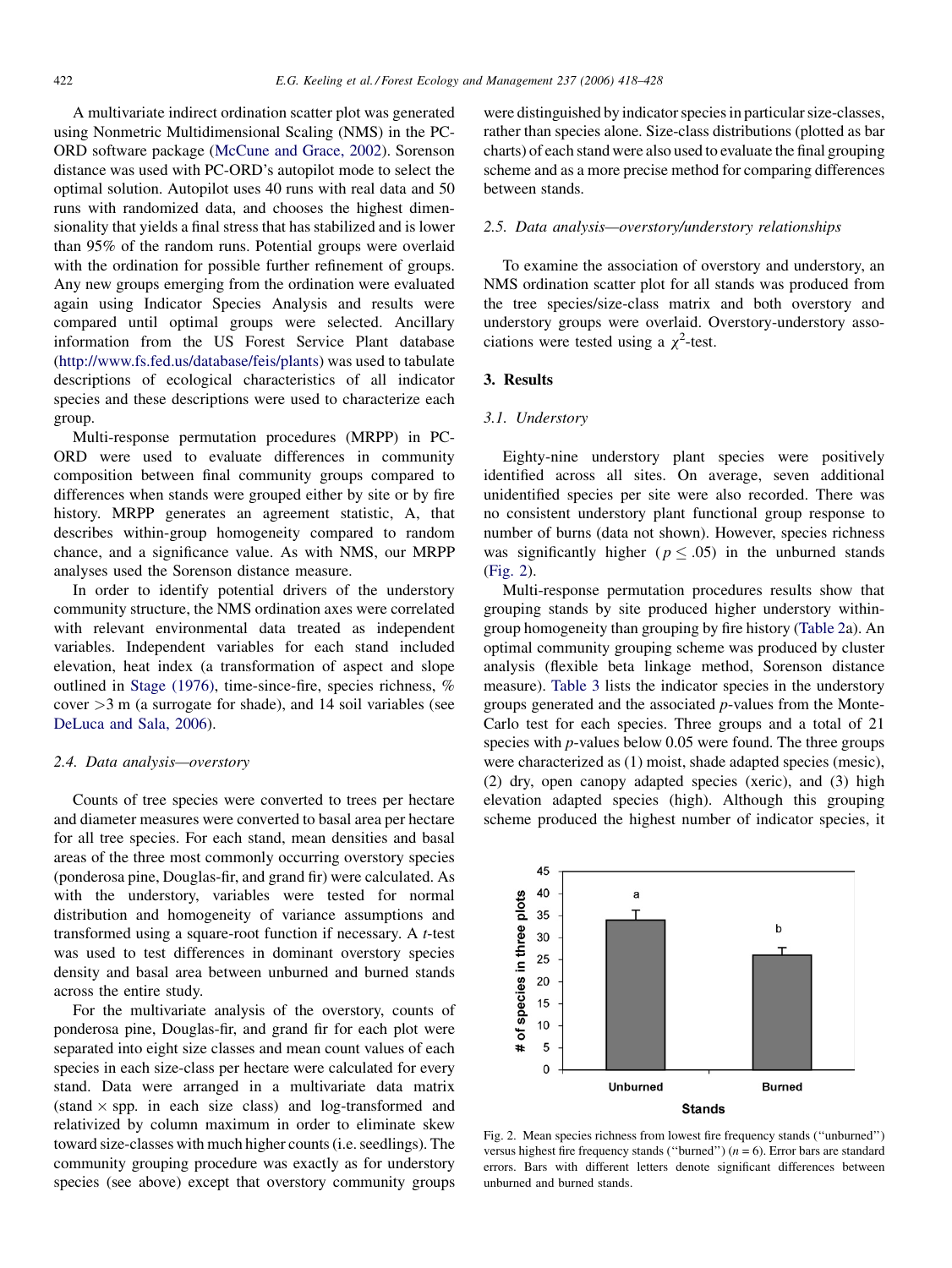A multivariate indirect ordination scatter plot was generated using Nonmetric Multidimensional Scaling (NMS) in the PC-ORD software package (McCune and Grace, 2002). Sorenson distance was used with PC-ORD's autopilot mode to select the optimal solution. Autopilot uses 40 runs with real data and 50 runs with randomized data, and chooses the highest dimensionality that yields a final stress that has stabilized and is lower than 95% of the random runs. Potential groups were overlaid with the ordination for possible further refinement of groups. Any new groups emerging from the ordination were evaluated again using Indicator Species Analysis and results were compared until optimal groups were selected. Ancillary information from the US Forest Service Plant database (http://www.fs.fed.us/database/feis/plants) was used to tabulate descriptions of ecological characteristics of all indicator species and these descriptions were used to characterize each group.

Multi-response permutation procedures (MRPP) in PC-ORD were used to evaluate differences in community composition between final community groups compared to differences when stands were grouped either by site or by fire history. MRPP generates an agreement statistic, A, that describes within-group homogeneity compared to random chance, and a significance value. As with NMS, our MRPP analyses used the Sorenson distance measure.

In order to identify potential drivers of the understory community structure, the NMS ordination axes were correlated with relevant environmental data treated as independent variables. Independent variables for each stand included elevation, heat index (a transformation of aspect and slope outlined in Stage (1976), time-since-fire, species richness, % cover >3 m (a surrogate for shade), and 14 soil variables (see DeLuca and Sala, 2006).

### 2.4. Data analysis—overstory

Counts of tree species were converted to trees per hectare and diameter measures were converted to basal area per hectare for all tree species. For each stand, mean densities and basal areas of the three most commonly occurring overstory species (ponderosa pine, Douglas-fir, and grand fir) were calculated. As with the understory, variables were tested for normal distribution and homogeneity of variance assumptions and transformed using a square-root function if necessary. A *t*-test was used to test differences in dominant overstory species density and basal area between unburned and burned stands across the entire study.

For the multivariate analysis of the overstory, counts of ponderosa pine, Douglas-fir, and grand fir for each plot were separated into eight size classes and mean count values of each species in each size-class per hectare were calculated for every stand. Data were arranged in a multivariate data matrix (stand × spp. in each size class) and log-transformed and relativized by column maximum in order to eliminate skew toward size-classes with much higher counts (i.e. seedlings). The community grouping procedure was exactly as for understory species (see above) except that overstory community groups were distinguished by indicator species in particular size-classes, rather than species alone. Size-class distributions (plotted as bar charts) of each stand were also used to evaluate the final grouping scheme and as a more precise method for comparing differences between stands.

### 2.5. Data analysis—overstory/understory relationships

To examine the association of overstory and understory, an NMS ordination scatter plot for all stands was produced from the tree species/size-class matrix and both overstory and understory groups were overlaid. Overstory-understory associations were tested using a $\chi^2$-test.

## 3. Results

### 3.1. Understory

Eighty-nine understory plant species were positively identified across all sites. On average, seven additional unidentified species per site were also recorded. There was no consistent understory plant functional group response to number of burns (data not shown). However, species richness was significantly higher ($p \leq .05$) in the unburned stands (Fig. 2).

Multi-response permutation procedures results show that grouping stands by site produced higher understory within-group homogeneity than grouping by fire history (Table 2a). An optimal community grouping scheme was produced by cluster analysis (flexible beta linkage method, Sorenson distance measure). Table 3 lists the indicator species in the understory groups generated and the associated *p*-values from the Monte-Carlo test for each species. Three groups and a total of 21 species with *p*-values below 0.05 were found. The three groups were characterized as (1) moist, shade adapted species (mesic), (2) dry, open canopy adapted species (xeric), and (3) high elevation adapted species (high). Although this grouping scheme produced the highest number of indicator species, it

Fig. 2. Mean species richness from lowest fire frequency stands ("unburned") versus highest fire frequency stands ("burned") ($n = 6$). Error bars are standard errors. Bars with different letters denote significant differences between unburned and burned stands.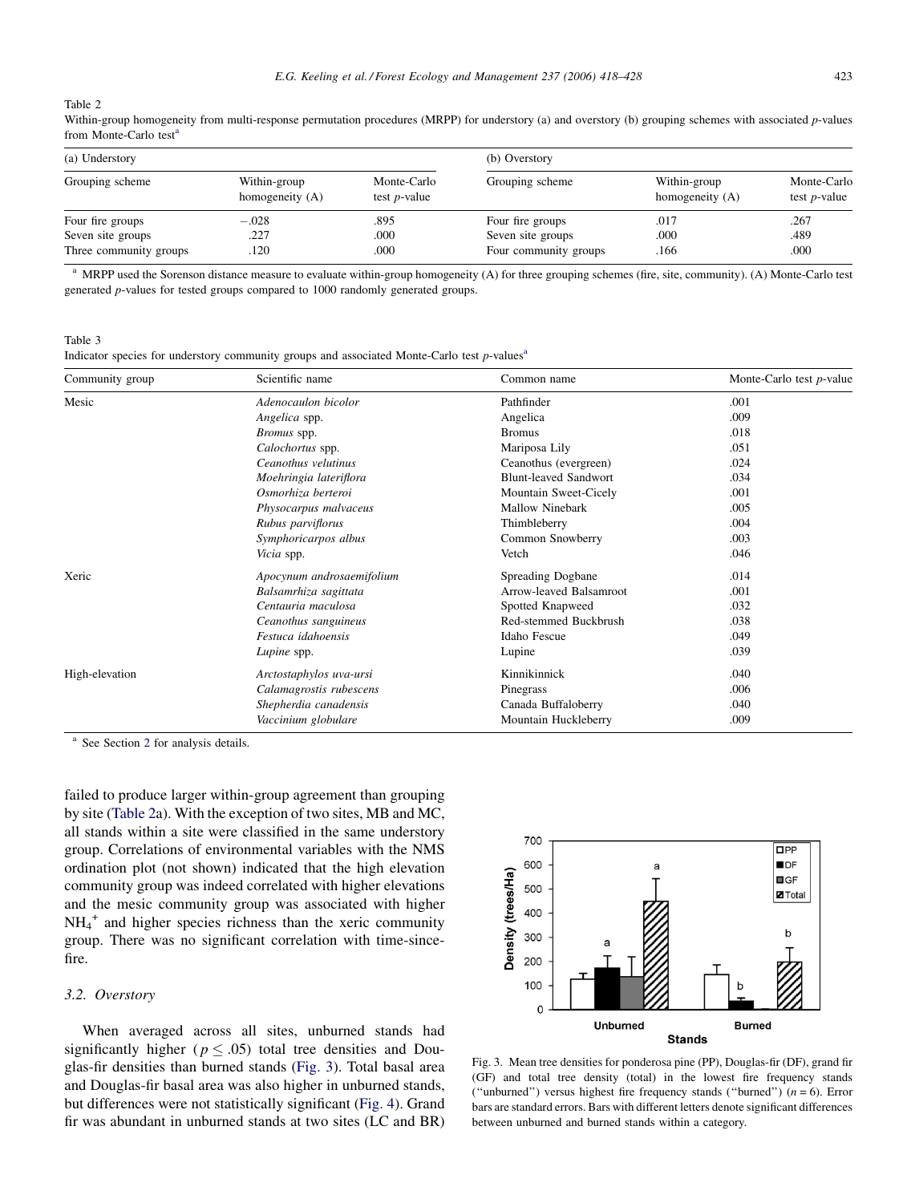Table 2
Within-group homogeneity from multi-response permutation procedures (MRPP) for understory (a) and overstory (b) grouping schemes with associated *p*-values from Monte-Carlo test[a]

| (a) Understory | | | (b) Overstory | | |
|---|---|---|---|---|---|
| Grouping scheme | Within-group homogeneity (A) | Monte-Carlo test *p*-value | Grouping scheme | Within-group homogeneity (A) | Monte-Carlo test *p*-value |
| Four fire groups | −.028 | .895 | Four fire groups | .017 | .267 |
| Seven site groups | .227 | .000 | Seven site groups | .000 | .489 |
| Three community groups | .120 | .000 | Four community groups | .166 | .000 |

[a] MRPP used the Sorenson distance measure to evaluate within-group homogeneity (A) for three grouping schemes (fire, site, community). (A) Monte-Carlo test generated *p*-values for tested groups compared to 1000 randomly generated groups.

Table 3
Indicator species for understory community groups and associated Monte-Carlo test *p*-values[a]

| Community group | Scientific name | Common name | Monte-Carlo test *p*-value |
|---|---|---|---|
| Mesic | *Adenocaulon bicolor* | Pathfinder | .001 |
| | *Angelica* spp. | Angelica | .009 |
| | *Bromus* spp. | Bromus | .018 |
| | *Calochortus* spp. | Mariposa Lily | .051 |
| | *Ceanothus velutinus* | Ceanothus (evergreen) | .024 |
| | *Moehringia lateriflora* | Blunt-leaved Sandwort | .034 |
| | *Osmorhiza berteroi* | Mountain Sweet-Cicely | .001 |
| | *Physocarpus malvaceus* | Mallow Ninebark | .005 |
| | *Rubus parviflorus* | Thimbleberry | .004 |
| | *Symphoricarpos albus* | Common Snowberry | .003 |
| | *Vicia* spp. | Vetch | .046 |
| Xeric | *Apocynum androsaemifolium* | Spreading Dogbane | .014 |
| | *Balsamrhiza sagittata* | Arrow-leaved Balsamroot | .001 |
| | *Centauria maculosa* | Spotted Knapweed | .032 |
| | *Ceanothus sanguineus* | Red-stemmed Buckbrush | .038 |
| | *Festuca idahoensis* | Idaho Fescue | .049 |
| | *Lupine* spp. | Lupine | .039 |
| High-elevation | *Arctostaphylos uva-ursi* | Kinnikinnick | .040 |
| | *Calamagrostis rubescens* | Pinegrass | .006 |
| | *Shepherdia canadensis* | Canada Buffaloberry | .040 |
| | *Vaccinium globulare* | Mountain Huckleberry | .009 |

[a] See Section 2 for analysis details.

failed to produce larger within-group agreement than grouping by site (Table 2a). With the exception of two sites, MB and MC, all stands within a site were classified in the same understory group. Correlations of environmental variables with the NMS ordination plot (not shown) indicated that the high elevation community group was indeed correlated with higher elevations and the mesic community group was associated with higher $NH_4^+$ and higher species richness than the xeric community group. There was no significant correlation with time-since-fire.

### 3.2. Overstory

When averaged across all sites, unburned stands had significantly higher ($p \leq .05$) total tree densities and Douglas-fir densities than burned stands (Fig. 3). Total basal area and Douglas-fir basal area was also higher in unburned stands, but differences were not statistically significant (Fig. 4). Grand fir was abundant in unburned stands at two sites (LC and BR)

Fig. 3. Mean tree densities for ponderosa pine (PP), Douglas-fir (DF), grand fir (GF) and total tree density (total) in the lowest fire frequency stands ("unburned") versus highest fire frequency stands ("burned") ($n = 6$). Error bars are standard errors. Bars with different letters denote significant differences between unburned and burned stands within a category.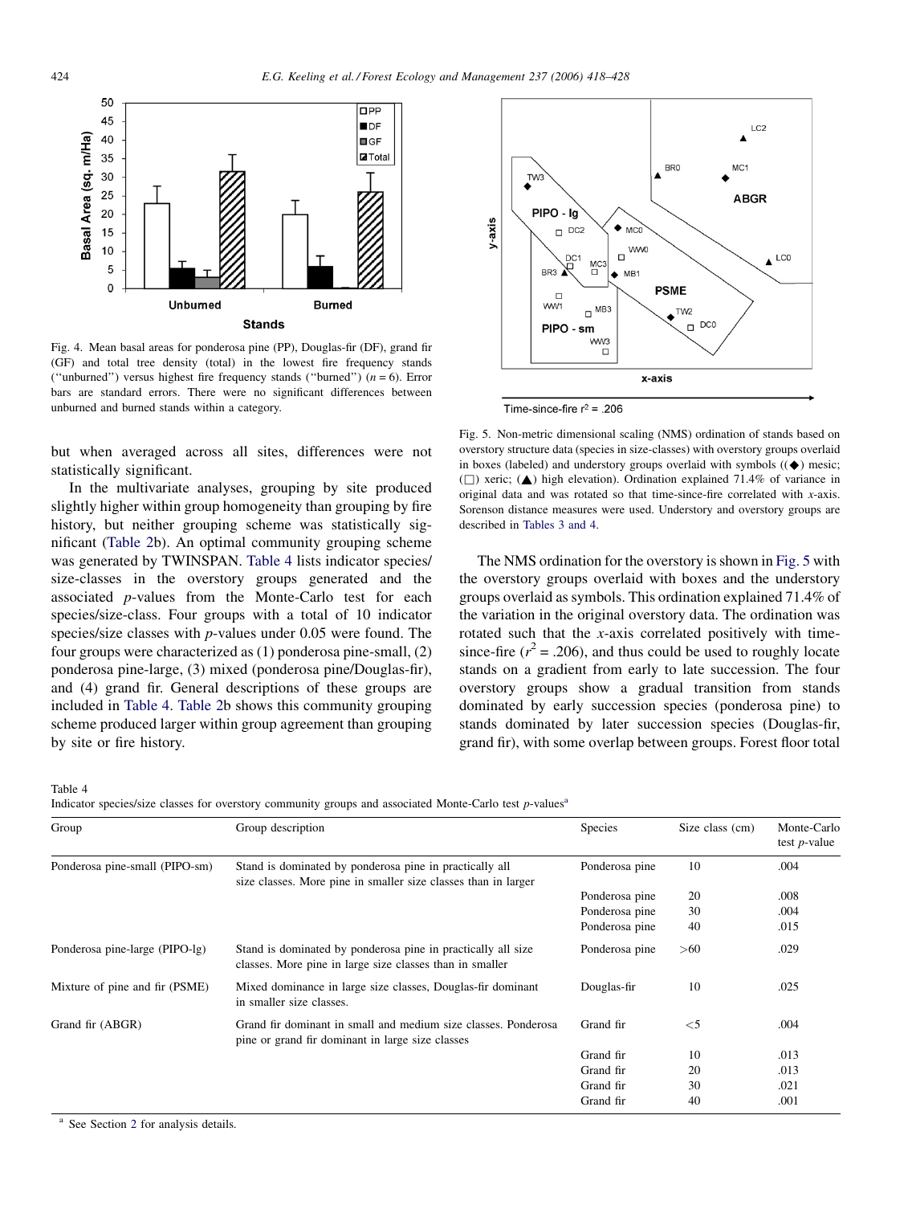Fig. 4. Mean basal areas for ponderosa pine (PP), Douglas-fir (DF), grand fir (GF) and total tree density (total) in the lowest fire frequency stands ("unburned") versus highest fire frequency stands ("burned") ($n = 6$). Error bars are standard errors. There were no significant differences between unburned and burned stands within a category.

but when averaged across all sites, differences were not statistically significant.

In the multivariate analyses, grouping by site produced slightly higher within group homogeneity than grouping by fire history, but neither grouping scheme was statistically significant (Table 2b). An optimal community grouping scheme was generated by TWINSPAN. Table 4 lists indicator species/size-classes in the overstory groups generated and the associated $p$-values from the Monte-Carlo test for each species/size-class. Four groups with a total of 10 indicator species/size classes with $p$-values under 0.05 were found. The four groups were characterized as (1) ponderosa pine-small, (2) ponderosa pine-large, (3) mixed (ponderosa pine/Douglas-fir), and (4) grand fir. General descriptions of these groups are included in Table 4. Table 2b shows this community grouping scheme produced larger within group agreement than grouping by site or fire history.

Fig. 5. Non-metric dimensional scaling (NMS) ordination of stands based on overstory structure data (species in size-classes) with overstory groups overlaid in boxes (labeled) and understory groups overlaid with symbols ((◆) mesic; (□) xeric; (▲) high elevation). Ordination explained 71.4% of variance in original data and was rotated so that time-since-fire correlated with $x$-axis. Sorenson distance measures were used. Understory and overstory groups are described in Tables 3 and 4.

The NMS ordination for the overstory is shown in Fig. 5 with the overstory groups overlaid with boxes and the understory groups overlaid as symbols. This ordination explained 71.4% of the variation in the original overstory data. The ordination was rotated such that the $x$-axis correlated positively with time-since-fire ($r^2 = .206$), and thus could be used to roughly locate stands on a gradient from early to late succession. The four overstory groups show a gradual transition from stands dominated by early succession species (ponderosa pine) to stands dominated by later succession species (Douglas-fir, grand fir), with some overlap between groups. Forest floor total

Table 4
Indicator species/size classes for overstory community groups and associated Monte-Carlo test $p$-values[a]

| Group | Group description | Species | Size class (cm) | Monte-Carlo test $p$-value |
|---|---|---|---|---|
| Ponderosa pine-small (PIPO-sm) | Stand is dominated by ponderosa pine in practically all size classes. More pine in smaller size classes than in larger | Ponderosa pine | 10 | .004 |
| | | Ponderosa pine | 20 | .008 |
| | | Ponderosa pine | 30 | .004 |
| | | Ponderosa pine | 40 | .015 |
| Ponderosa pine-large (PIPO-lg) | Stand is dominated by ponderosa pine in practically all size classes. More pine in large size classes than in smaller | Ponderosa pine | >60 | .029 |
| Mixture of pine and fir (PSME) | Mixed dominance in large size classes, Douglas-fir dominant in smaller size classes. | Douglas-fir | 10 | .025 |
| Grand fir (ABGR) | Grand fir dominant in small and medium size classes. Ponderosa pine or grand fir dominant in large size classes | Grand fir | <5 | .004 |
| | | Grand fir | 10 | .013 |
| | | Grand fir | 20 | .013 |
| | | Grand fir | 30 | .021 |
| | | Grand fir | 40 | .001 |

[a] See Section 2 for analysis details.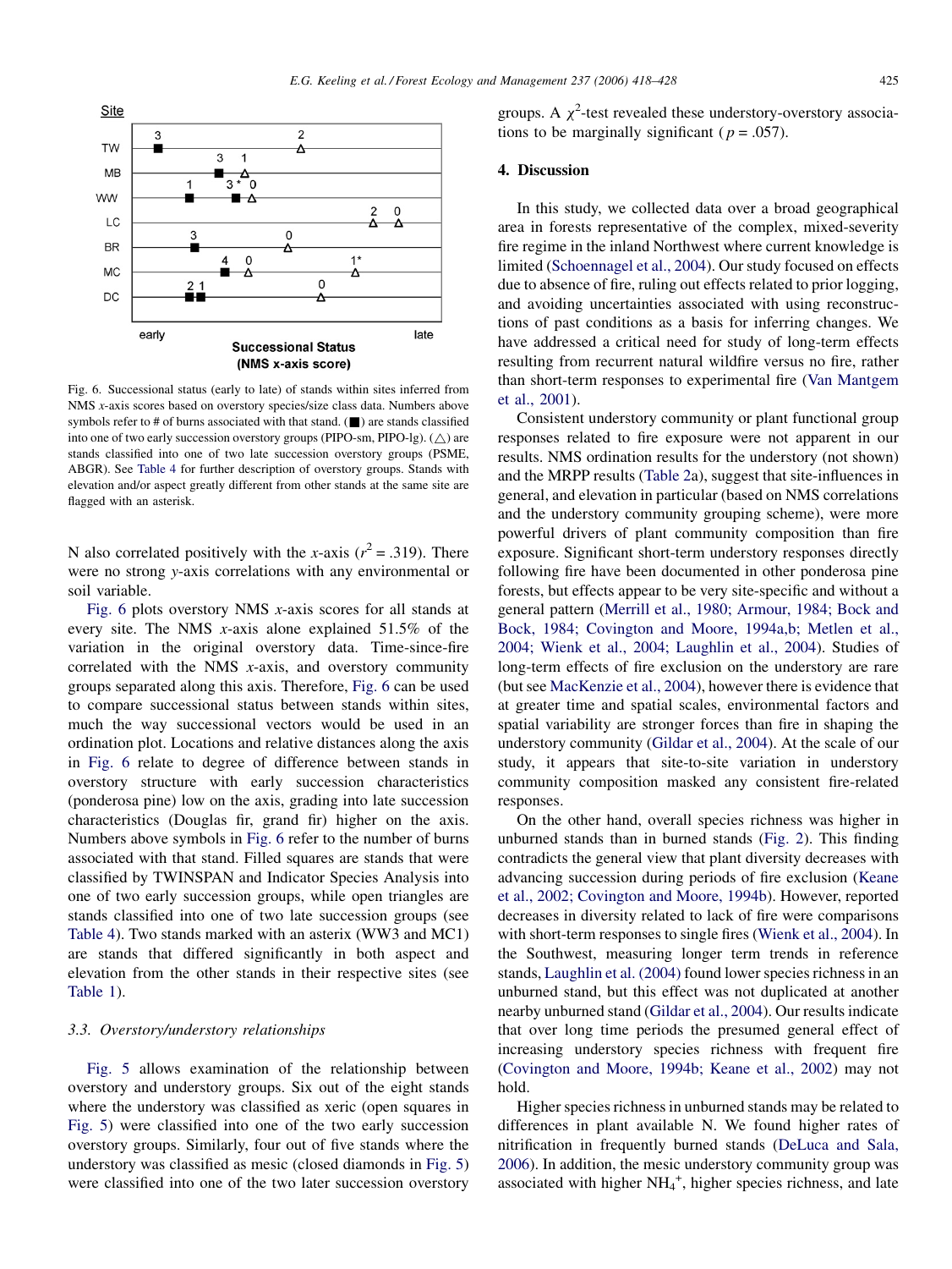Fig. 6. Successional status (early to late) of stands within sites inferred from NMS x-axis scores based on overstory species/size class data. Numbers above symbols refer to # of burns associated with that stand. (■) are stands classified into one of two early succession overstory groups (PIPO-sm, PIPO-lg). (△) are stands classified into one of two late succession overstory groups (PSME, ABGR). See Table 4 for further description of overstory groups. Stands with elevation and/or aspect greatly different from other stands at the same site are flagged with an asterisk.

N also correlated positively with the x-axis ($r^2 = .319$). There were no strong y-axis correlations with any environmental or soil variable.

Fig. 6 plots overstory NMS x-axis scores for all stands at every site. The NMS x-axis alone explained 51.5% of the variation in the original overstory data. Time-since-fire correlated with the NMS x-axis, and overstory community groups separated along this axis. Therefore, Fig. 6 can be used to compare successional status between stands within sites, much the way successional vectors would be used in an ordination plot. Locations and relative distances along the axis in Fig. 6 relate to degree of difference between stands in overstory structure with early succession characteristics (ponderosa pine) low on the axis, grading into late succession characteristics (Douglas fir, grand fir) higher on the axis. Numbers above symbols in Fig. 6 refer to the number of burns associated with that stand. Filled squares are stands that were classified by TWINSPAN and Indicator Species Analysis into one of two early succession groups, while open triangles are stands classified into one of two late succession groups (see Table 4). Two stands marked with an asterix (WW3 and MC1) are stands that differed significantly in both aspect and elevation from the other stands in their respective sites (see Table 1).

### 3.3. Overstory/understory relationships

Fig. 5 allows examination of the relationship between overstory and understory groups. Six out of the eight stands where the understory was classified as xeric (open squares in Fig. 5) were classified into one of the two early succession overstory groups. Similarly, four out of five stands where the understory was classified as mesic (closed diamonds in Fig. 5) were classified into one of the two later succession overstory groups. A $\chi^2$-test revealed these understory-overstory associations to be marginally significant ($p = .057$).

## 4. Discussion

In this study, we collected data over a broad geographical area in forests representative of the complex, mixed-severity fire regime in the inland Northwest where current knowledge is limited (Schoennagel et al., 2004). Our study focused on effects due to absence of fire, ruling out effects related to prior logging, and avoiding uncertainties associated with using reconstructions of past conditions as a basis for inferring changes. We have addressed a critical need for study of long-term effects resulting from recurrent natural wildfire versus no fire, rather than short-term responses to experimental fire (Van Mantgem et al., 2001).

Consistent understory community or plant functional group responses related to fire exposure were not apparent in our results. NMS ordination results for the understory (not shown) and the MRPP results (Table 2a), suggest that site-influences in general, and elevation in particular (based on NMS correlations and the understory community grouping scheme), were more powerful drivers of plant community composition than fire exposure. Significant short-term understory responses directly following fire have been documented in other ponderosa pine forests, but effects appear to be very site-specific and without a general pattern (Merrill et al., 1980; Armour, 1984; Bock and Bock, 1984; Covington and Moore, 1994a,b; Metlen et al., 2004; Wienk et al., 2004; Laughlin et al., 2004). Studies of long-term effects of fire exclusion on the understory are rare (but see MacKenzie et al., 2004), however there is evidence that at greater time and spatial scales, environmental factors and spatial variability are stronger forces than fire in shaping the understory community (Gildar et al., 2004). At the scale of our study, it appears that site-to-site variation in understory community composition masked any consistent fire-related responses.

On the other hand, overall species richness was higher in unburned stands than in burned stands (Fig. 2). This finding contradicts the general view that plant diversity decreases with advancing succession during periods of fire exclusion (Keane et al., 2002; Covington and Moore, 1994b). However, reported decreases in diversity related to lack of fire were comparisons with short-term responses to single fires (Wienk et al., 2004). In the Southwest, measuring longer term trends in reference stands, Laughlin et al. (2004) found lower species richness in an unburned stand, but this effect was not duplicated at another nearby unburned stand (Gildar et al., 2004). Our results indicate that over long time periods the presumed general effect of increasing understory species richness with frequent fire (Covington and Moore, 1994b; Keane et al., 2002) may not hold.

Higher species richness in unburned stands may be related to differences in plant available N. We found higher rates of nitrification in frequently burned stands (DeLuca and Sala, 2006). In addition, the mesic understory community group was associated with higher $NH_4^+$, higher species richness, and late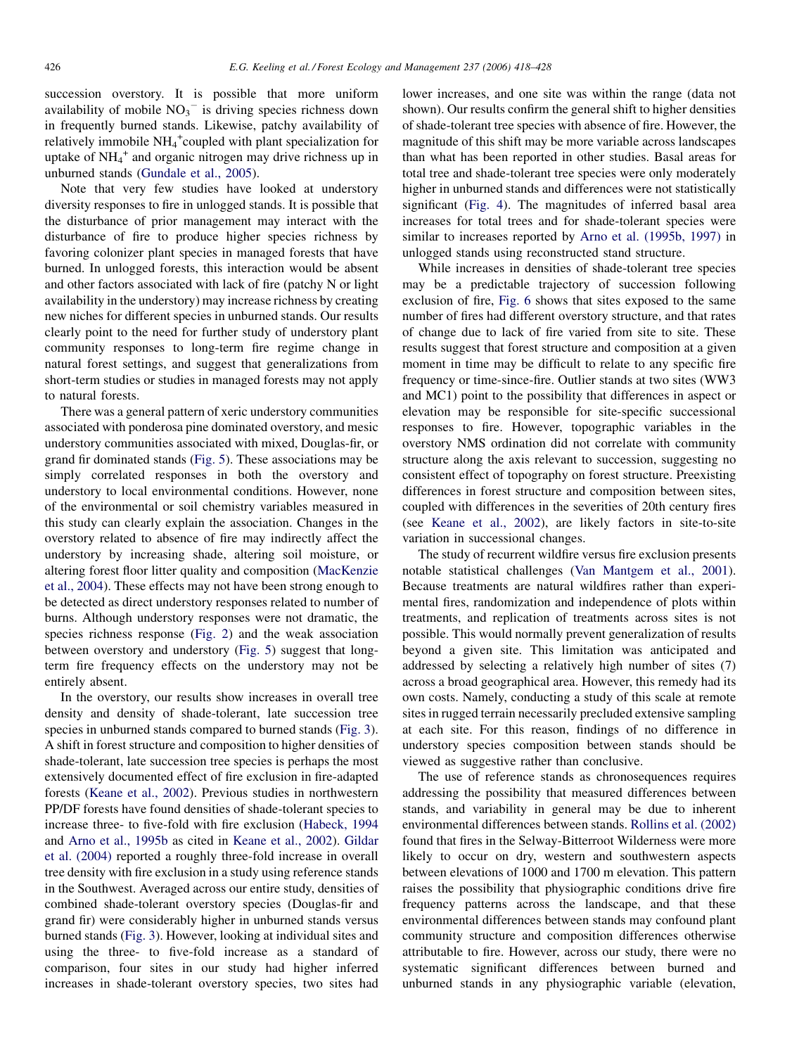succession overstory. It is possible that more uniform availability of mobile $NO_3^-$ is driving species richness down in frequently burned stands. Likewise, patchy availability of relatively immobile $NH_4^+$ coupled with plant specialization for uptake of $NH_4^+$ and organic nitrogen may drive richness up in unburned stands (Gundale et al., 2005).

Note that very few studies have looked at understory diversity responses to fire in unlogged stands. It is possible that the disturbance of prior management may interact with the disturbance of fire to produce higher species richness by favoring colonizer plant species in managed forests that have burned. In unlogged forests, this interaction would be absent and other factors associated with lack of fire (patchy N or light availability in the understory) may increase richness by creating new niches for different species in unburned stands. Our results clearly point to the need for further study of understory plant community responses to long-term fire regime change in natural forest settings, and suggest that generalizations from short-term studies or studies in managed forests may not apply to natural forests.

There was a general pattern of xeric understory communities associated with ponderosa pine dominated overstory, and mesic understory communities associated with mixed, Douglas-fir, or grand fir dominated stands (Fig. 5). These associations may be simply correlated responses in both the overstory and understory to local environmental conditions. However, none of the environmental or soil chemistry variables measured in this study can clearly explain the association. Changes in the overstory related to absence of fire may indirectly affect the understory by increasing shade, altering soil moisture, or altering forest floor litter quality and composition (MacKenzie et al., 2004). These effects may not have been strong enough to be detected as direct understory responses related to number of burns. Although understory responses were not dramatic, the species richness response (Fig. 2) and the weak association between overstory and understory (Fig. 5) suggest that long-term fire frequency effects on the understory may not be entirely absent.

In the overstory, our results show increases in overall tree density and density of shade-tolerant, late succession tree species in unburned stands compared to burned stands (Fig. 3). A shift in forest structure and composition to higher densities of shade-tolerant, late succession tree species is perhaps the most extensively documented effect of fire exclusion in fire-adapted forests (Keane et al., 2002). Previous studies in northwestern PP/DF forests have found densities of shade-tolerant species to increase three- to five-fold with fire exclusion (Habeck, 1994 and Arno et al., 1995b as cited in Keane et al., 2002). Gildar et al. (2004) reported a roughly three-fold increase in overall tree density with fire exclusion in a study using reference stands in the Southwest. Averaged across our entire study, densities of combined shade-tolerant overstory species (Douglas-fir and grand fir) were considerably higher in unburned stands versus burned stands (Fig. 3). However, looking at individual sites and using the three- to five-fold increase as a standard of comparison, four sites in our study had higher inferred increases in shade-tolerant overstory species, two sites had lower increases, and one site was within the range (data not shown). Our results confirm the general shift to higher densities of shade-tolerant tree species with absence of fire. However, the magnitude of this shift may be more variable across landscapes than what has been reported in other studies. Basal areas for total tree and shade-tolerant tree species were only moderately higher in unburned stands and differences were not statistically significant (Fig. 4). The magnitudes of inferred basal area increases for total trees and for shade-tolerant species were similar to increases reported by Arno et al. (1995b, 1997) in unlogged stands using reconstructed stand structure.

While increases in densities of shade-tolerant tree species may be a predictable trajectory of succession following exclusion of fire, Fig. 6 shows that sites exposed to the same number of fires had different overstory structure, and that rates of change due to lack of fire varied from site to site. These results suggest that forest structure and composition at a given moment in time may be difficult to relate to any specific fire frequency or time-since-fire. Outlier stands at two sites (WW3 and MC1) point to the possibility that differences in aspect or elevation may be responsible for site-specific successional responses to fire. However, topographic variables in the overstory NMS ordination did not correlate with community structure along the axis relevant to succession, suggesting no consistent effect of topography on forest structure. Preexisting differences in forest structure and composition between sites, coupled with differences in the severities of 20th century fires (see Keane et al., 2002), are likely factors in site-to-site variation in successional changes.

The study of recurrent wildfire versus fire exclusion presents notable statistical challenges (Van Mantgem et al., 2001). Because treatments are natural wildfires rather than experimental fires, randomization and independence of plots within treatments, and replication of treatments across sites is not possible. This would normally prevent generalization of results beyond a given site. This limitation was anticipated and addressed by selecting a relatively high number of sites (7) across a broad geographical area. However, this remedy had its own costs. Namely, conducting a study of this scale at remote sites in rugged terrain necessarily precluded extensive sampling at each site. For this reason, findings of no difference in understory species composition between stands should be viewed as suggestive rather than conclusive.

The use of reference stands as chronosequences requires addressing the possibility that measured differences between stands, and variability in general may be due to inherent environmental differences between stands. Rollins et al. (2002) found that fires in the Selway-Bitterroot Wilderness were more likely to occur on dry, western and southwestern aspects between elevations of 1000 and 1700 m elevation. This pattern raises the possibility that physiographic conditions drive fire frequency patterns across the landscape, and that these environmental differences between stands may confound plant community structure and composition differences otherwise attributable to fire. However, across our study, there were no systematic significant differences between burned and unburned stands in any physiographic variable (elevation,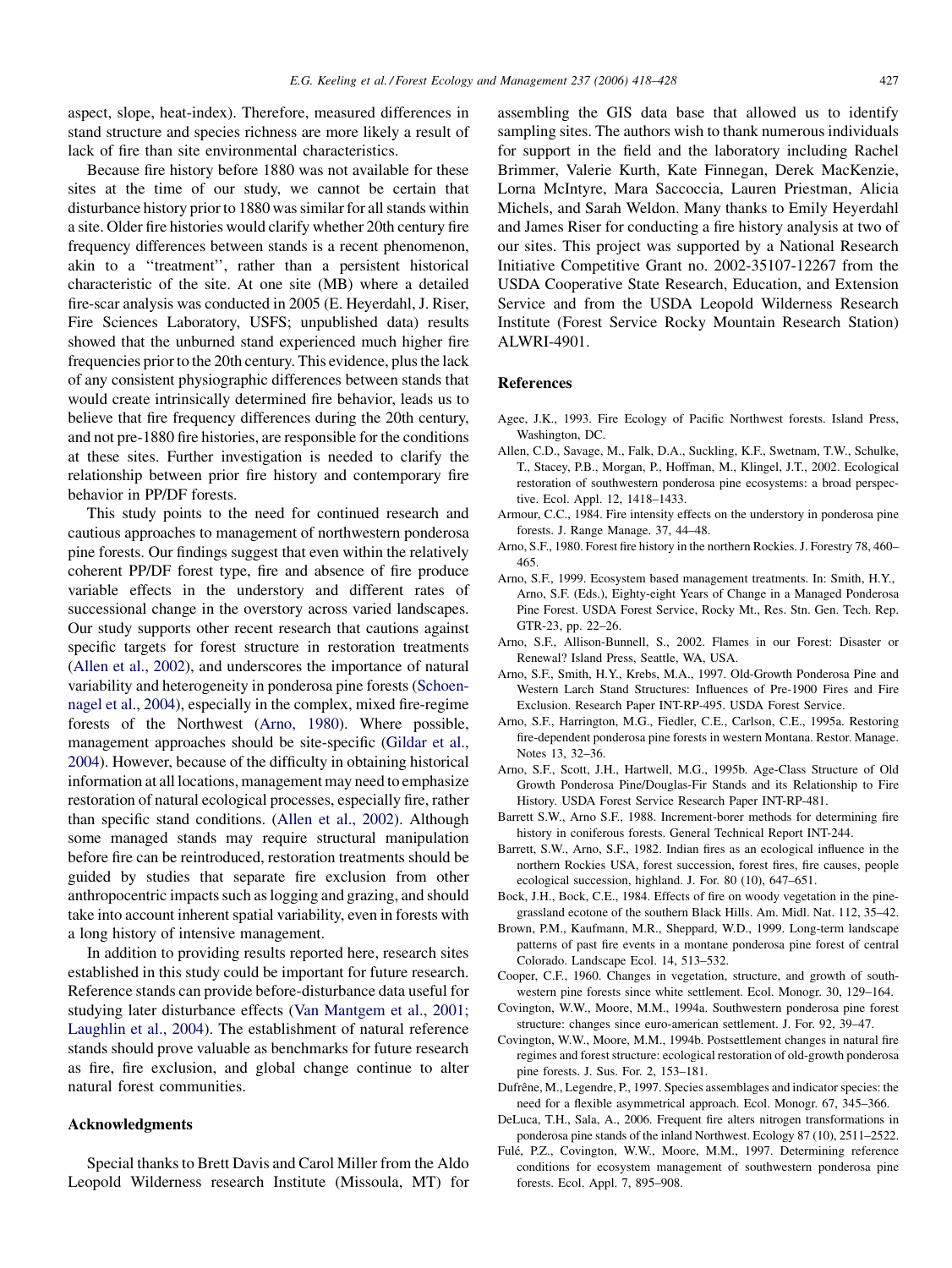aspect, slope, heat-index). Therefore, measured differences in stand structure and species richness are more likely a result of lack of fire than site environmental characteristics.

Because fire history before 1880 was not available for these sites at the time of our study, we cannot be certain that disturbance history prior to 1880 was similar for all stands within a site. Older fire histories would clarify whether 20th century fire frequency differences between stands is a recent phenomenon, akin to a ''treatment'', rather than a persistent historical characteristic of the site. At one site (MB) where a detailed fire-scar analysis was conducted in 2005 (E. Heyerdahl, J. Riser, Fire Sciences Laboratory, USFS; unpublished data) results showed that the unburned stand experienced much higher fire frequencies prior to the 20th century. This evidence, plus the lack of any consistent physiographic differences between stands that would create intrinsically determined fire behavior, leads us to believe that fire frequency differences during the 20th century, and not pre-1880 fire histories, are responsible for the conditions at these sites. Further investigation is needed to clarify the relationship between prior fire history and contemporary fire behavior in PP/DF forests.

This study points to the need for continued research and cautious approaches to management of northwestern ponderosa pine forests. Our findings suggest that even within the relatively coherent PP/DF forest type, fire and absence of fire produce variable effects in the understory and different rates of successional change in the overstory across varied landscapes. Our study supports other recent research that cautions against specific targets for forest structure in restoration treatments (Allen et al., 2002), and underscores the importance of natural variability and heterogeneity in ponderosa pine forests (Schoennagel et al., 2004), especially in the complex, mixed fire-regime forests of the Northwest (Arno, 1980). Where possible, management approaches should be site-specific (Gildar et al., 2004). However, because of the difficulty in obtaining historical information at all locations, management may need to emphasize restoration of natural ecological processes, especially fire, rather than specific stand conditions. (Allen et al., 2002). Although some managed stands may require structural manipulation before fire can be reintroduced, restoration treatments should be guided by studies that separate fire exclusion from other anthropocentric impacts such as logging and grazing, and should take into account inherent spatial variability, even in forests with a long history of intensive management.

In addition to providing results reported here, research sites established in this study could be important for future research. Reference stands can provide before-disturbance data useful for studying later disturbance effects (Van Mantgem et al., 2001; Laughlin et al., 2004). The establishment of natural reference stands should prove valuable as benchmarks for future research as fire, fire exclusion, and global change continue to alter natural forest communities.

## Acknowledgments

Special thanks to Brett Davis and Carol Miller from the Aldo Leopold Wilderness research Institute (Missoula, MT) for assembling the GIS data base that allowed us to identify sampling sites. The authors wish to thank numerous individuals for support in the field and the laboratory including Rachel Brimmer, Valerie Kurth, Kate Finnegan, Derek MacKenzie, Lorna McIntyre, Mara Saccoccia, Lauren Priestman, Alicia Michels, and Sarah Weldon. Many thanks to Emily Heyerdahl and James Riser for conducting a fire history analysis at two of our sites. This project was supported by a National Research Initiative Competitive Grant no. 2002-35107-12267 from the USDA Cooperative State Research, Education, and Extension Service and from the USDA Leopold Wilderness Research Institute (Forest Service Rocky Mountain Research Station) ALWRI-4901.

## References

Agee, J.K., 1993. Fire Ecology of Pacific Northwest forests. Island Press, Washington, DC.

Allen, C.D., Savage, M., Falk, D.A., Suckling, K.F., Swetnam, T.W., Schulke, T., Stacey, P.B., Morgan, P., Hoffman, M., Klingel, J.T., 2002. Ecological restoration of southwestern ponderosa pine ecosystems: a broad perspective. Ecol. Appl. 12, 1418–1433.

Armour, C.C., 1984. Fire intensity effects on the understory in ponderosa pine forests. J. Range Manage. 37, 44–48.

Arno, S.F., 1980. Forest fire history in the northern Rockies. J. Forestry 78, 460–465.

Arno, S.F., 1999. Ecosystem based management treatments. In: Smith, H.Y., Arno, S.F. (Eds.), Eighty-eight Years of Change in a Managed Ponderosa Pine Forest. USDA Forest Service, Rocky Mt., Res. Stn. Gen. Tech. Rep. GTR-23, pp. 22–26.

Arno, S.F., Allison-Bunnell, S., 2002. Flames in our Forest: Disaster or Renewal? Island Press, Seattle, WA, USA.

Arno, S.F., Smith, H.Y., Krebs, M.A., 1997. Old-Growth Ponderosa Pine and Western Larch Stand Structures: Influences of Pre-1900 Fires and Fire Exclusion. Research Paper INT-RP-495. USDA Forest Service.

Arno, S.F., Harrington, M.G., Fiedler, C.E., Carlson, C.E., 1995a. Restoring fire-dependent ponderosa pine forests in western Montana. Restor. Manage. Notes 13, 32–36.

Arno, S.F., Scott, J.H., Hartwell, M.G., 1995b. Age-Class Structure of Old Growth Ponderosa Pine/Douglas-Fir Stands and its Relationship to Fire History. USDA Forest Service Research Paper INT-RP-481.

Barrett S.W., Arno S.F., 1988. Increment-borer methods for determining fire history in coniferous forests. General Technical Report INT-244.

Barrett, S.W., Arno, S.F., 1982. Indian fires as an ecological influence in the northern Rockies USA, forest succession, forest fires, fire causes, people ecological succession, highland. J. For. 80 (10), 647–651.

Bock, J.H., Bock, C.E., 1984. Effects of fire on woody vegetation in the pine-grassland ecotone of the southern Black Hills. Am. Midl. Nat. 112, 35–42.

Brown, P.M., Kaufmann, M.R., Sheppard, W.D., 1999. Long-term landscape patterns of past fire events in a montane ponderosa pine forest of central Colorado. Landscape Ecol. 14, 513–532.

Cooper, C.F., 1960. Changes in vegetation, structure, and growth of southwestern pine forests since white settlement. Ecol. Monogr. 30, 129–164.

Covington, W.W., Moore, M.M., 1994a. Southwestern ponderosa pine forest structure: changes since euro-american settlement. J. For. 92, 39–47.

Covington, W.W., Moore, M.M., 1994b. Postsettlement changes in natural fire regimes and forest structure: ecological restoration of old-growth ponderosa pine forests. J. Sus. For. 2, 153–181.

Dufrêne, M., Legendre, P., 1997. Species assemblages and indicator species: the need for a flexible asymmetrical approach. Ecol. Monogr. 67, 345–366.

DeLuca, T.H., Sala, A., 2006. Frequent fire alters nitrogen transformations in ponderosa pine stands of the inland Northwest. Ecology 87 (10), 2511–2522.

Fulé, P.Z., Covington, W.W., Moore, M.M., 1997. Determining reference conditions for ecosystem management of southwestern ponderosa pine forests. Ecol. Appl. 7, 895–908.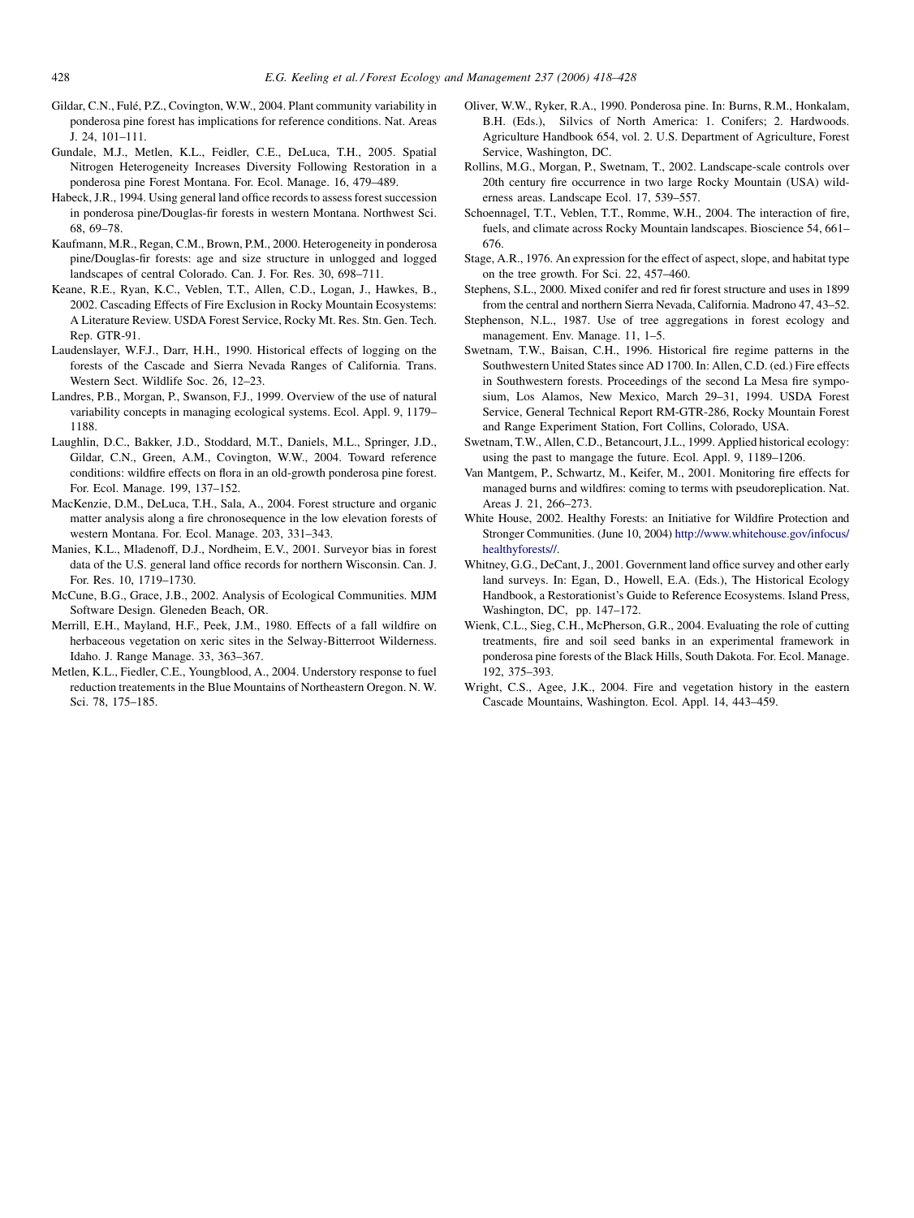Gildar, C.N., Fulé, P.Z., Covington, W.W., 2004. Plant community variability in ponderosa pine forest has implications for reference conditions. Nat. Areas J. 24, 101–111.

Gundale, M.J., Metlen, K.L., Feidler, C.E., DeLuca, T.H., 2005. Spatial Nitrogen Heterogeneity Increases Diversity Following Restoration in a ponderosa pine Forest Montana. For. Ecol. Manage. 16, 479–489.

Habeck, J.R., 1994. Using general land office records to assess forest succession in ponderosa pine/Douglas-fir forests in western Montana. Northwest Sci. 68, 69–78.

Kaufmann, M.R., Regan, C.M., Brown, P.M., 2000. Heterogeneity in ponderosa pine/Douglas-fir forests: age and size structure in unlogged and logged landscapes of central Colorado. Can. J. For. Res. 30, 698–711.

Keane, R.E., Ryan, K.C., Veblen, T.T., Allen, C.D., Logan, J., Hawkes, B., 2002. Cascading Effects of Fire Exclusion in Rocky Mountain Ecosystems: A Literature Review. USDA Forest Service, Rocky Mt. Res. Stn. Gen. Tech. Rep. GTR-91.

Laudenslayer, W.F.J., Darr, H.H., 1990. Historical effects of logging on the forests of the Cascade and Sierra Nevada Ranges of California. Trans. Western Sect. Wildlife Soc. 26, 12–23.

Landres, P.B., Morgan, P., Swanson, F.J., 1999. Overview of the use of natural variability concepts in managing ecological systems. Ecol. Appl. 9, 1179–1188.

Laughlin, D.C., Bakker, J.D., Stoddard, M.T., Daniels, M.L., Springer, J.D., Gildar, C.N., Green, A.M., Covington, W.W., 2004. Toward reference conditions: wildfire effects on flora in an old-growth ponderosa pine forest. For. Ecol. Manage. 199, 137–152.

MacKenzie, D.M., DeLuca, T.H., Sala, A., 2004. Forest structure and organic matter analysis along a fire chronosequence in the low elevation forests of western Montana. For. Ecol. Manage. 203, 331–343.

Manies, K.L., Mladenoff, D.J., Nordheim, E.V., 2001. Surveyor bias in forest data of the U.S. general land office records for northern Wisconsin. Can. J. For. Res. 10, 1719–1730.

McCune, B.G., Grace, J.B., 2002. Analysis of Ecological Communities. MJM Software Design. Gleneden Beach, OR.

Merrill, E.H., Mayland, H.F., Peek, J.M., 1980. Effects of a fall wildfire on herbaceous vegetation on xeric sites in the Selway-Bitterroot Wilderness. Idaho. J. Range Manage. 33, 363–367.

Metlen, K.L., Fiedler, C.E., Youngblood, A., 2004. Understory response to fuel reduction treatements in the Blue Mountains of Northeastern Oregon. N. W. Sci. 78, 175–185.

Oliver, W.W., Ryker, R.A., 1990. Ponderosa pine. In: Burns, R.M., Honkalam, B.H. (Eds.), Silvics of North America: 1. Conifers; 2. Hardwoods. Agriculture Handbook 654, vol. 2. U.S. Department of Agriculture, Forest Service, Washington, DC.

Rollins, M.G., Morgan, P., Swetnam, T., 2002. Landscape-scale controls over 20th century fire occurrence in two large Rocky Mountain (USA) wilderness areas. Landscape Ecol. 17, 539–557.

Schoennagel, T.T., Veblen, T.T., Romme, W.H., 2004. The interaction of fire, fuels, and climate across Rocky Mountain landscapes. Bioscience 54, 661–676.

Stage, A.R., 1976. An expression for the effect of aspect, slope, and habitat type on the tree growth. For Sci. 22, 457–460.

Stephens, S.L., 2000. Mixed conifer and red fir forest structure and uses in 1899 from the central and northern Sierra Nevada, California. Madrono 47, 43–52.

Stephenson, N.L., 1987. Use of tree aggregations in forest ecology and management. Env. Manage. 11, 1–5.

Swetnam, T.W., Baisan, C.H., 1996. Historical fire regime patterns in the Southwestern United States since AD 1700. In: Allen, C.D. (ed.) Fire effects in Southwestern forests. Proceedings of the second La Mesa fire symposium, Los Alamos, New Mexico, March 29–31, 1994. USDA Forest Service, General Technical Report RM-GTR-286, Rocky Mountain Forest and Range Experiment Station, Fort Collins, Colorado, USA.

Swetnam, T.W., Allen, C.D., Betancourt, J.L., 1999. Applied historical ecology: using the past to mangage the future. Ecol. Appl. 9, 1189–1206.

Van Mantgem, P., Schwartz, M., Keifer, M., 2001. Monitoring fire effects for managed burns and wildfires: coming to terms with pseudoreplication. Nat. Areas J. 21, 266–273.

White House, 2002. Healthy Forests: an Initiative for Wildfire Protection and Stronger Communities. (June 10, 2004) http://www.whitehouse.gov/infocus/healthyforests//.

Whitney, G.G., DeCant, J., 2001. Government land office survey and other early land surveys. In: Egan, D., Howell, E.A. (Eds.), The Historical Ecology Handbook, a Restorationist's Guide to Reference Ecosystems. Island Press, Washington, DC, pp. 147–172.

Wienk, C.L., Sieg, C.H., McPherson, G.R., 2004. Evaluating the role of cutting treatments, fire and soil seed banks in an experimental framework in ponderosa pine forests of the Black Hills, South Dakota. For. Ecol. Manage. 192, 375–393.

Wright, C.S., Agee, J.K., 2004. Fire and vegetation history in the eastern Cascade Mountains, Washington. Ecol. Appl. 14, 443–459.